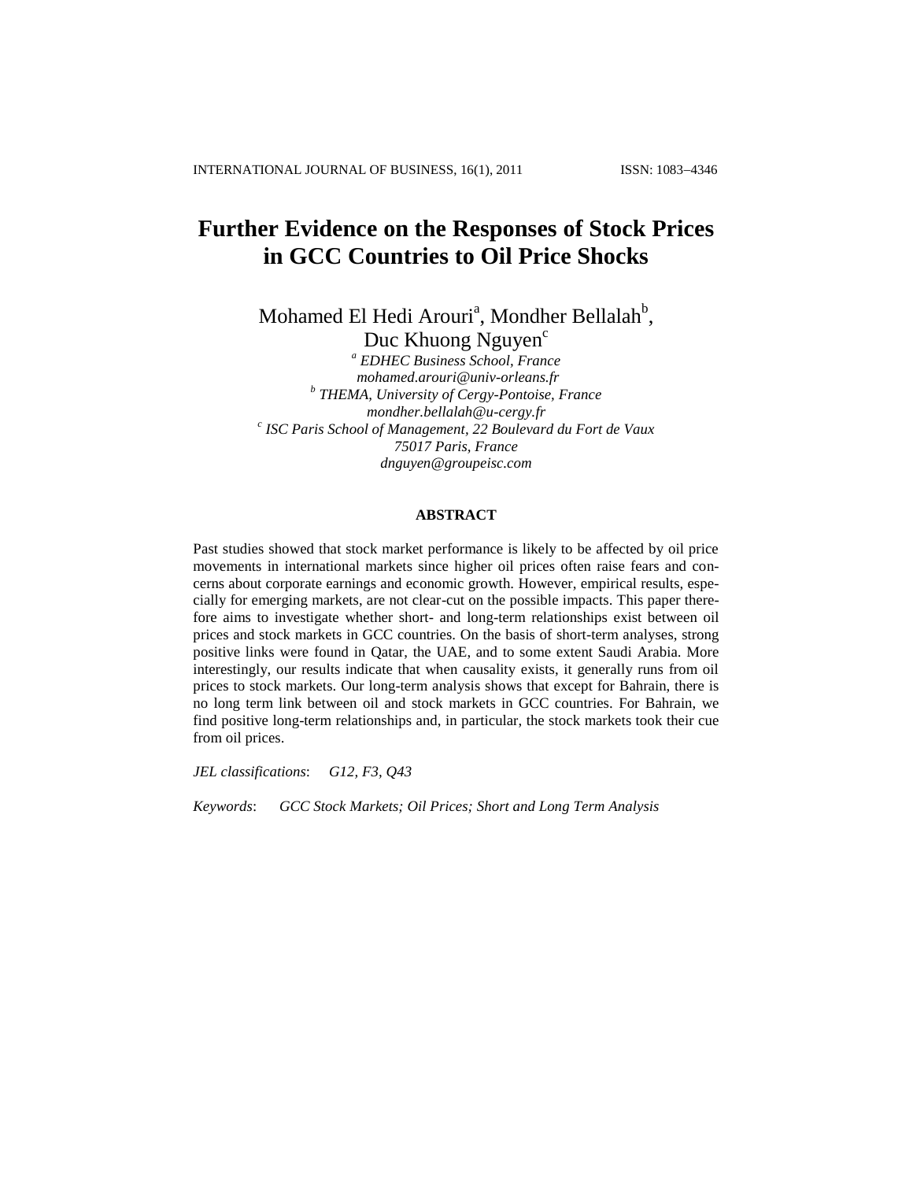# Further Evidence on the Responses of Stock Prices in GCC Countries to Oil Price Shocks

Mohamed El Hedi Arouri[a], Mondher Bellalah[b], Duc Khuong Nguyen[c]

[a] *EDHEC Business School, France*
*mohamed.arouri@univ-orleans.fr*
[b] *THEMA, University of Cergy-Pontoise, France*
*mondher.bellalah@u-cergy.fr*
[c] *ISC Paris School of Management, 22 Boulevard du Fort de Vaux 75017 Paris, France*
*dnguyen@groupeisc.com*

## ABSTRACT

Past studies showed that stock market performance is likely to be affected by oil price movements in international markets since higher oil prices often raise fears and concerns about corporate earnings and economic growth. However, empirical results, especially for emerging markets, are not clear-cut on the possible impacts. This paper therefore aims to investigate whether short- and long-term relationships exist between oil prices and stock markets in GCC countries. On the basis of short-term analyses, strong positive links were found in Qatar, the UAE, and to some extent Saudi Arabia. More interestingly, our results indicate that when causality exists, it generally runs from oil prices to stock markets. Our long-term analysis shows that except for Bahrain, there is no long term link between oil and stock markets in GCC countries. For Bahrain, we find positive long-term relationships and, in particular, the stock markets took their cue from oil prices.

*JEL classifications*: *G12, F3, Q43*

*Keywords*: *GCC Stock Markets; Oil Prices; Short and Long Term Analysis*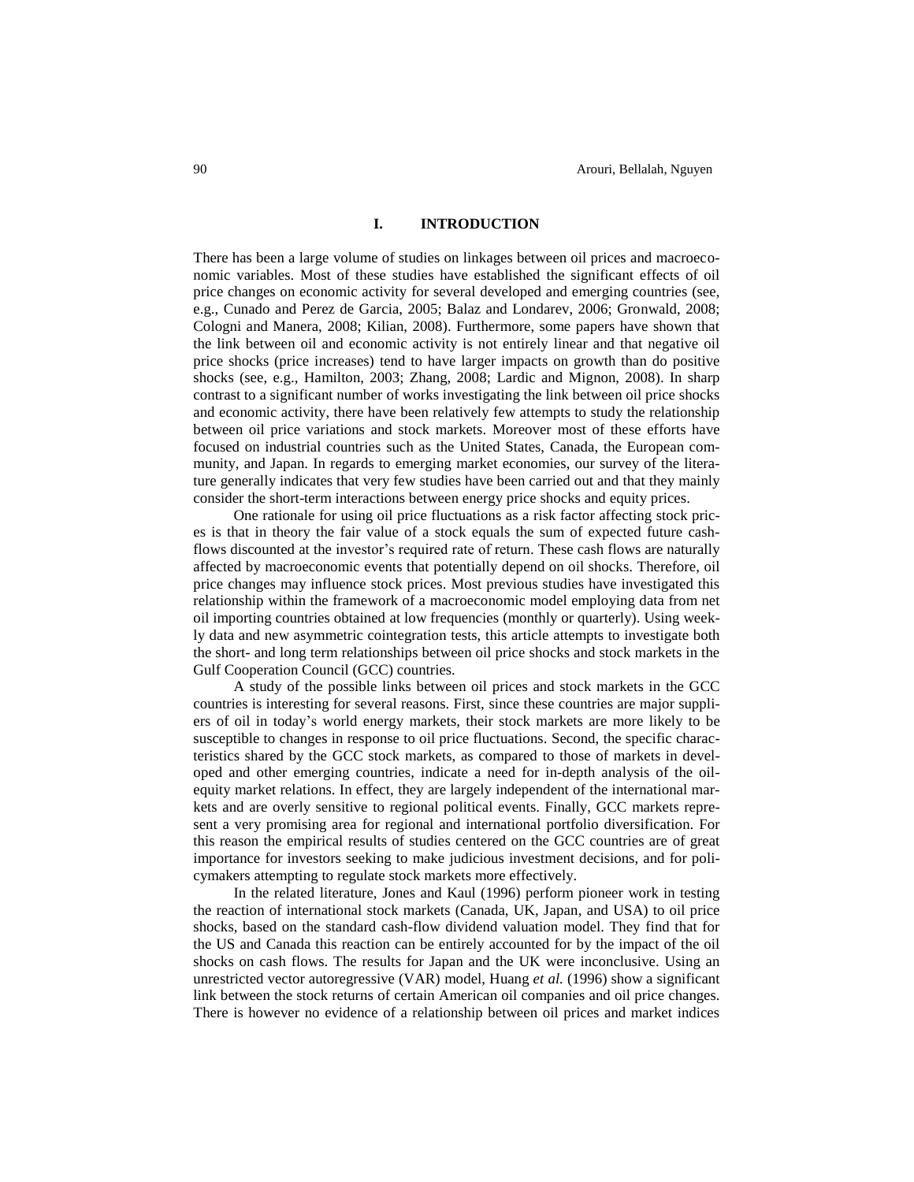## I. INTRODUCTION

There has been a large volume of studies on linkages between oil prices and macroeconomic variables. Most of these studies have established the significant effects of oil price changes on economic activity for several developed and emerging countries (see, e.g., Cunado and Perez de Garcia, 2005; Balaz and Londarev, 2006; Gronwald, 2008; Cologni and Manera, 2008; Kilian, 2008). Furthermore, some papers have shown that the link between oil and economic activity is not entirely linear and that negative oil price shocks (price increases) tend to have larger impacts on growth than do positive shocks (see, e.g., Hamilton, 2003; Zhang, 2008; Lardic and Mignon, 2008). In sharp contrast to a significant number of works investigating the link between oil price shocks and economic activity, there have been relatively few attempts to study the relationship between oil price variations and stock markets. Moreover most of these efforts have focused on industrial countries such as the United States, Canada, the European community, and Japan. In regards to emerging market economies, our survey of the literature generally indicates that very few studies have been carried out and that they mainly consider the short-term interactions between energy price shocks and equity prices.

One rationale for using oil price fluctuations as a risk factor affecting stock prices is that in theory the fair value of a stock equals the sum of expected future cash-flows discounted at the investor's required rate of return. These cash flows are naturally affected by macroeconomic events that potentially depend on oil shocks. Therefore, oil price changes may influence stock prices. Most previous studies have investigated this relationship within the framework of a macroeconomic model employing data from net oil importing countries obtained at low frequencies (monthly or quarterly). Using weekly data and new asymmetric cointegration tests, this article attempts to investigate both the short- and long term relationships between oil price shocks and stock markets in the Gulf Cooperation Council (GCC) countries.

A study of the possible links between oil prices and stock markets in the GCC countries is interesting for several reasons. First, since these countries are major suppliers of oil in today's world energy markets, their stock markets are more likely to be susceptible to changes in response to oil price fluctuations. Second, the specific characteristics shared by the GCC stock markets, as compared to those of markets in developed and other emerging countries, indicate a need for in-depth analysis of the oil-equity market relations. In effect, they are largely independent of the international markets and are overly sensitive to regional political events. Finally, GCC markets represent a very promising area for regional and international portfolio diversification. For this reason the empirical results of studies centered on the GCC countries are of great importance for investors seeking to make judicious investment decisions, and for policymakers attempting to regulate stock markets more effectively.

In the related literature, Jones and Kaul (1996) perform pioneer work in testing the reaction of international stock markets (Canada, UK, Japan, and USA) to oil price shocks, based on the standard cash-flow dividend valuation model. They find that for the US and Canada this reaction can be entirely accounted for by the impact of the oil shocks on cash flows. The results for Japan and the UK were inconclusive. Using an unrestricted vector autoregressive (VAR) model, Huang *et al.* (1996) show a significant link between the stock returns of certain American oil companies and oil price changes. There is however no evidence of a relationship between oil prices and market indices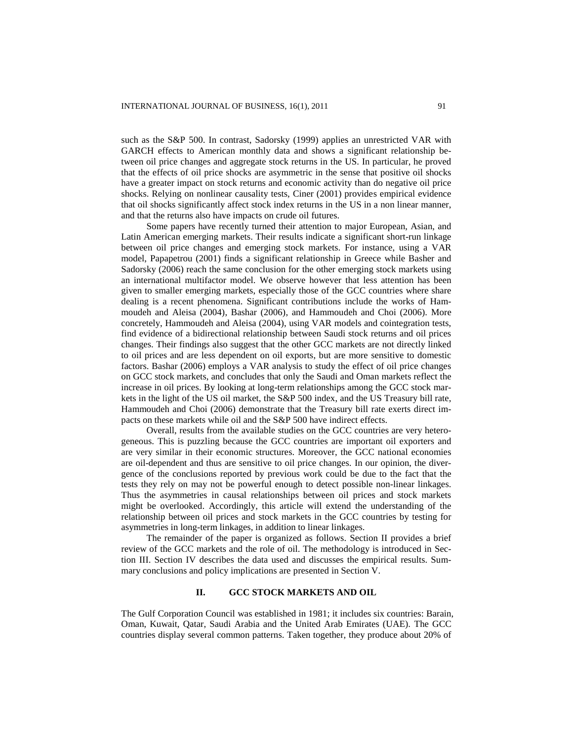such as the S&P 500. In contrast, Sadorsky (1999) applies an unrestricted VAR with GARCH effects to American monthly data and shows a significant relationship between oil price changes and aggregate stock returns in the US. In particular, he proved that the effects of oil price shocks are asymmetric in the sense that positive oil shocks have a greater impact on stock returns and economic activity than do negative oil price shocks. Relying on nonlinear causality tests, Ciner (2001) provides empirical evidence that oil shocks significantly affect stock index returns in the US in a non linear manner, and that the returns also have impacts on crude oil futures.

Some papers have recently turned their attention to major European, Asian, and Latin American emerging markets. Their results indicate a significant short-run linkage between oil price changes and emerging stock markets. For instance, using a VAR model, Papapetrou (2001) finds a significant relationship in Greece while Basher and Sadorsky (2006) reach the same conclusion for the other emerging stock markets using an international multifactor model. We observe however that less attention has been given to smaller emerging markets, especially those of the GCC countries where share dealing is a recent phenomena. Significant contributions include the works of Hammoudeh and Aleisa (2004), Bashar (2006), and Hammoudeh and Choi (2006). More concretely, Hammoudeh and Aleisa (2004), using VAR models and cointegration tests, find evidence of a bidirectional relationship between Saudi stock returns and oil prices changes. Their findings also suggest that the other GCC markets are not directly linked to oil prices and are less dependent on oil exports, but are more sensitive to domestic factors. Bashar (2006) employs a VAR analysis to study the effect of oil price changes on GCC stock markets, and concludes that only the Saudi and Oman markets reflect the increase in oil prices. By looking at long-term relationships among the GCC stock markets in the light of the US oil market, the S&P 500 index, and the US Treasury bill rate, Hammoudeh and Choi (2006) demonstrate that the Treasury bill rate exerts direct impacts on these markets while oil and the S&P 500 have indirect effects.

Overall, results from the available studies on the GCC countries are very heterogeneous. This is puzzling because the GCC countries are important oil exporters and are very similar in their economic structures. Moreover, the GCC national economies are oil-dependent and thus are sensitive to oil price changes. In our opinion, the divergence of the conclusions reported by previous work could be due to the fact that the tests they rely on may not be powerful enough to detect possible non-linear linkages. Thus the asymmetries in causal relationships between oil prices and stock markets might be overlooked. Accordingly, this article will extend the understanding of the relationship between oil prices and stock markets in the GCC countries by testing for asymmetries in long-term linkages, in addition to linear linkages.

The remainder of the paper is organized as follows. Section II provides a brief review of the GCC markets and the role of oil. The methodology is introduced in Section III. Section IV describes the data used and discusses the empirical results. Summary conclusions and policy implications are presented in Section V.

## II. GCC STOCK MARKETS AND OIL

The Gulf Corporation Council was established in 1981; it includes six countries: Barain, Oman, Kuwait, Qatar, Saudi Arabia and the United Arab Emirates (UAE). The GCC countries display several common patterns. Taken together, they produce about 20% of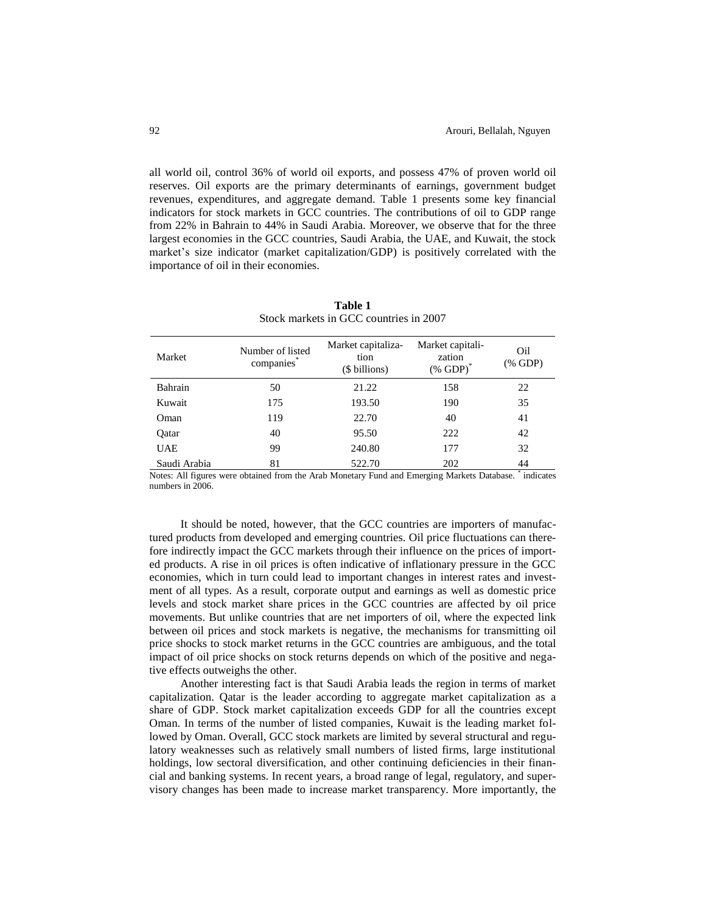all world oil, control 36% of world oil exports, and possess 47% of proven world oil reserves. Oil exports are the primary determinants of earnings, government budget revenues, expenditures, and aggregate demand. Table 1 presents some key financial indicators for stock markets in GCC countries. The contributions of oil to GDP range from 22% in Bahrain to 44% in Saudi Arabia. Moreover, we observe that for the three largest economies in the GCC countries, Saudi Arabia, the UAE, and Kuwait, the stock market's size indicator (market capitalization/GDP) is positively correlated with the importance of oil in their economies.

**Table 1**
Stock markets in GCC countries in 2007

| Market | Number of listed companies* | Market capitalization ($ billions) | Market capitalization (% GDP)* | Oil (% GDP) |
|---|---|---|---|---|
| Bahrain | 50 | 21.22 | 158 | 22 |
| Kuwait | 175 | 193.50 | 190 | 35 |
| Oman | 119 | 22.70 | 40 | 41 |
| Qatar | 40 | 95.50 | 222 | 42 |
| UAE | 99 | 240.80 | 177 | 32 |
| Saudi Arabia | 81 | 522.70 | 202 | 44 |

Notes: All figures were obtained from the Arab Monetary Fund and Emerging Markets Database. * indicates numbers in 2006.

It should be noted, however, that the GCC countries are importers of manufactured products from developed and emerging countries. Oil price fluctuations can therefore indirectly impact the GCC markets through their influence on the prices of imported products. A rise in oil prices is often indicative of inflationary pressure in the GCC economies, which in turn could lead to important changes in interest rates and investment of all types. As a result, corporate output and earnings as well as domestic price levels and stock market share prices in the GCC countries are affected by oil price movements. But unlike countries that are net importers of oil, where the expected link between oil prices and stock markets is negative, the mechanisms for transmitting oil price shocks to stock market returns in the GCC countries are ambiguous, and the total impact of oil price shocks on stock returns depends on which of the positive and negative effects outweighs the other.

Another interesting fact is that Saudi Arabia leads the region in terms of market capitalization. Qatar is the leader according to aggregate market capitalization as a share of GDP. Stock market capitalization exceeds GDP for all the countries except Oman. In terms of the number of listed companies, Kuwait is the leading market followed by Oman. Overall, GCC stock markets are limited by several structural and regulatory weaknesses such as relatively small numbers of listed firms, large institutional holdings, low sectoral diversification, and other continuing deficiencies in their financial and banking systems. In recent years, a broad range of legal, regulatory, and supervisory changes has been made to increase market transparency. More importantly, the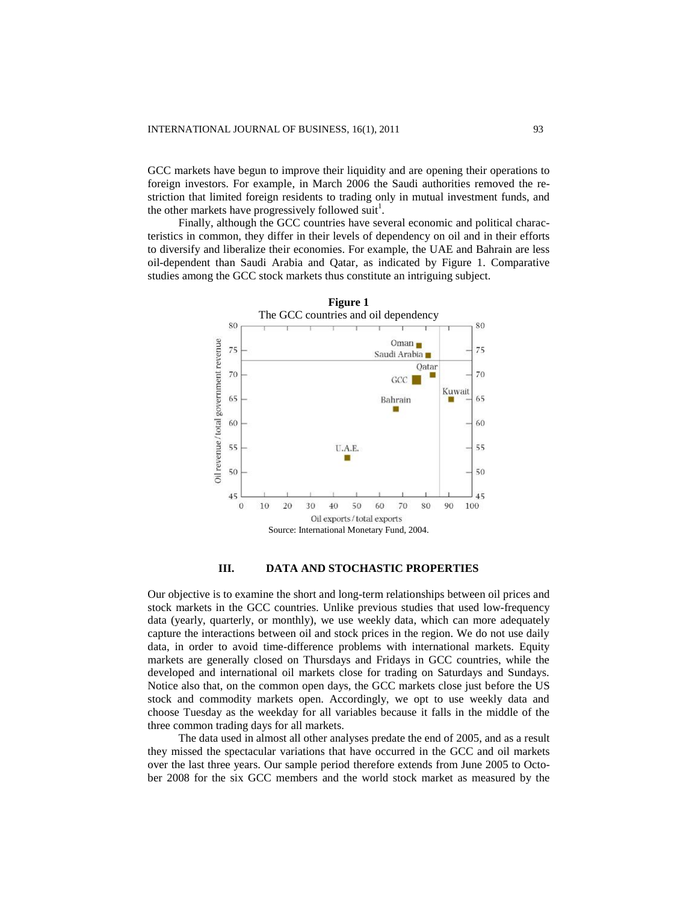GCC markets have begun to improve their liquidity and are opening their operations to foreign investors. For example, in March 2006 the Saudi authorities removed the restriction that limited foreign residents to trading only in mutual investment funds, and the other markets have progressively followed suit[1].

Finally, although the GCC countries have several economic and political characteristics in common, they differ in their levels of dependency on oil and in their efforts to diversify and liberalize their economies. For example, the UAE and Bahrain are less oil-dependent than Saudi Arabia and Qatar, as indicated by Figure 1. Comparative studies among the GCC stock markets thus constitute an intriguing subject.

**Figure 1**
The GCC countries and oil dependency

Source: International Monetary Fund, 2004.

## III. DATA AND STOCHASTIC PROPERTIES

Our objective is to examine the short and long-term relationships between oil prices and stock markets in the GCC countries. Unlike previous studies that used low-frequency data (yearly, quarterly, or monthly), we use weekly data, which can more adequately capture the interactions between oil and stock prices in the region. We do not use daily data, in order to avoid time-difference problems with international markets. Equity markets are generally closed on Thursdays and Fridays in GCC countries, while the developed and international oil markets close for trading on Saturdays and Sundays. Notice also that, on the common open days, the GCC markets close just before the US stock and commodity markets open. Accordingly, we opt to use weekly data and choose Tuesday as the weekday for all variables because it falls in the middle of the three common trading days for all markets.

The data used in almost all other analyses predate the end of 2005, and as a result they missed the spectacular variations that have occurred in the GCC and oil markets over the last three years. Our sample period therefore extends from June 2005 to October 2008 for the six GCC members and the world stock market as measured by the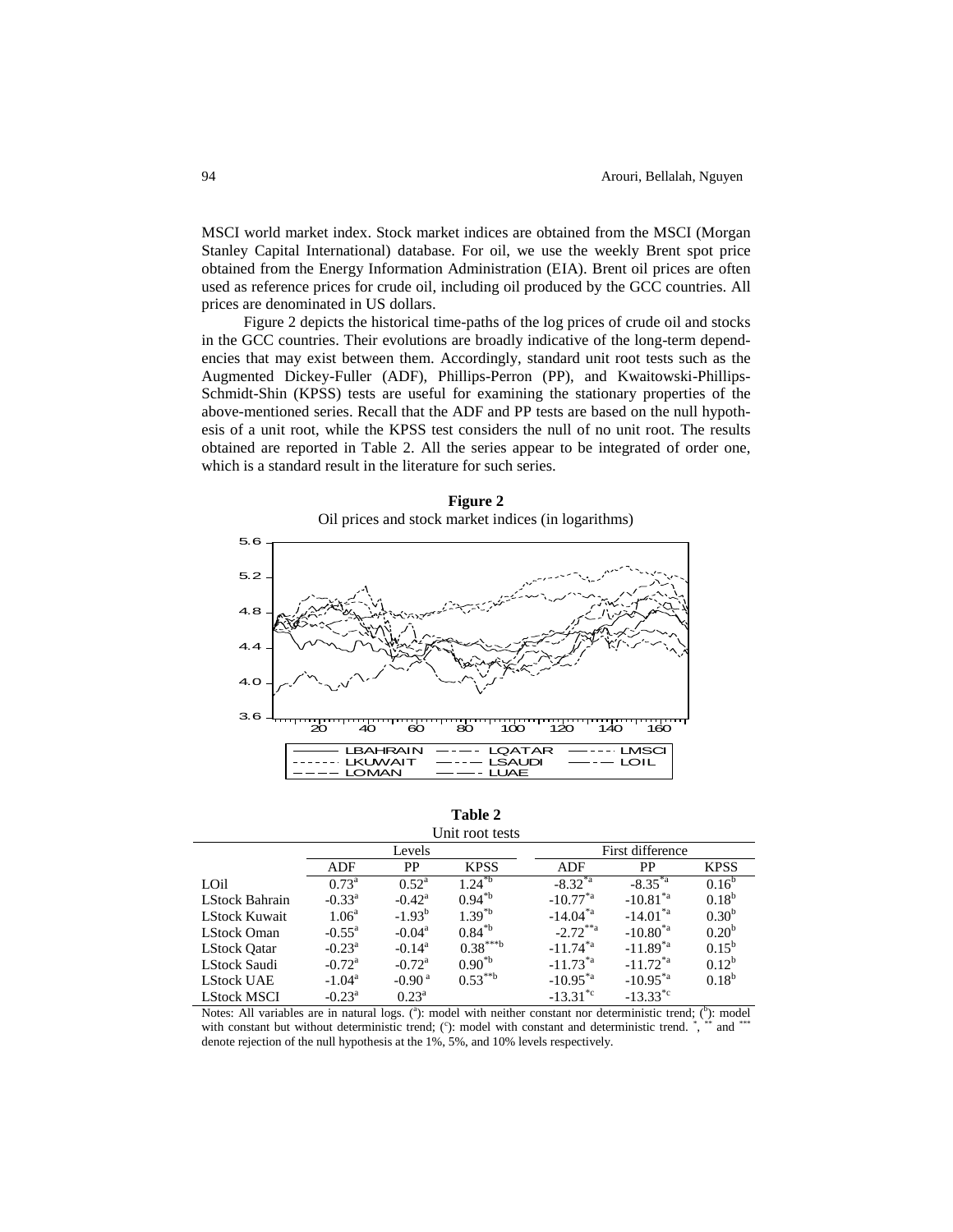MSCI world market index. Stock market indices are obtained from the MSCI (Morgan Stanley Capital International) database. For oil, we use the weekly Brent spot price obtained from the Energy Information Administration (EIA). Brent oil prices are often used as reference prices for crude oil, including oil produced by the GCC countries. All prices are denominated in US dollars.

Figure 2 depicts the historical time-paths of the log prices of crude oil and stocks in the GCC countries. Their evolutions are broadly indicative of the long-term dependencies that may exist between them. Accordingly, standard unit root tests such as the Augmented Dickey-Fuller (ADF), Phillips-Perron (PP), and Kwaitowski-Phillips-Schmidt-Shin (KPSS) tests are useful for examining the stationary properties of the above-mentioned series. Recall that the ADF and PP tests are based on the null hypothesis of a unit root, while the KPSS test considers the null of no unit root. The results obtained are reported in Table 2. All the series appear to be integrated of order one, which is a standard result in the literature for such series.

**Figure 2**

Oil prices and stock market indices (in logarithms)

**Table 2**

Unit root tests

| | Levels | | | First difference | | |
|---|---|---|---|---|---|---|
| | ADF | PP | KPSS | ADF | PP | KPSS |
| LOil | $0.73^{a}$ | $0.52^{a}$ | $1.24^{*b}$ | $-8.32^{*a}$ | $-8.35^{*a}$ | $0.16^{b}$ |
| LStock Bahrain | $-0.33^{a}$ | $-0.42^{a}$ | $0.94^{*b}$ | $-10.77^{*a}$ | $-10.81^{*a}$ | $0.18^{b}$ |
| LStock Kuwait | $1.06^{a}$ | $-1.93^{b}$ | $1.39^{*b}$ | $-14.04^{*a}$ | $-14.01^{*a}$ | $0.30^{b}$ |
| LStock Oman | $-0.55^{a}$ | $-0.04^{a}$ | $0.84^{*b}$ | $-2.72^{**a}$ | $-10.80^{*a}$ | $0.20^{b}$ |
| LStock Qatar | $-0.23^{a}$ | $-0.14^{a}$ | $0.38^{***b}$ | $-11.74^{*a}$ | $-11.89^{*a}$ | $0.15^{b}$ |
| LStock Saudi | $-0.72^{a}$ | $-0.72^{a}$ | $0.90^{*b}$ | $-11.73^{*a}$ | $-11.72^{*a}$ | $0.12^{b}$ |
| LStock UAE | $-1.04^{a}$ | $-0.90^{a}$ | $0.53^{**b}$ | $-10.95^{*a}$ | $-10.95^{*a}$ | $0.18^{b}$ |
| LStock MSCI | $-0.23^{a}$ | $0.23^{a}$ | | $-13.31^{*c}$ | $-13.33^{*c}$ | |

Notes: All variables are in natural logs. ([a]): model with neither constant nor deterministic trend; ([b]): model with constant but without deterministic trend; ([c]): model with constant and deterministic trend. *, ** and *** denote rejection of the null hypothesis at the 1%, 5%, and 10% levels respectively.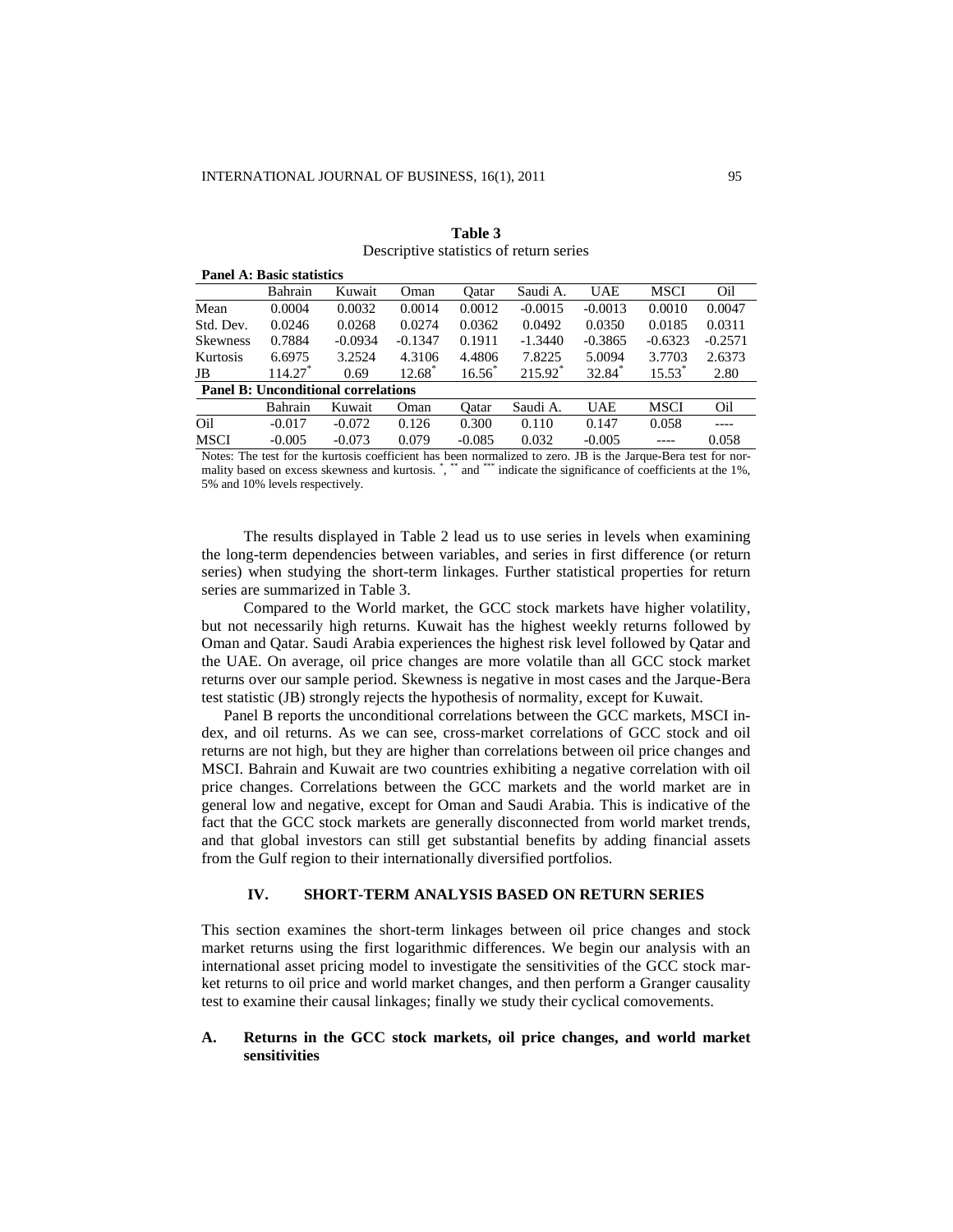**Table 3**
Descriptive statistics of return series

| **Panel A: Basic statistics** | | | | | | | | |
|---|---|---|---|---|---|---|---|---|
| | Bahrain | Kuwait | Oman | Qatar | Saudi A. | UAE | MSCI | Oil |
| Mean | 0.0004 | 0.0032 | 0.0014 | 0.0012 | -0.0015 | -0.0013 | 0.0010 | 0.0047 |
| Std. Dev. | 0.0246 | 0.0268 | 0.0274 | 0.0362 | 0.0492 | 0.0350 | 0.0185 | 0.0311 |
| Skewness | 0.7884 | -0.0934 | -0.1347 | 0.1911 | -1.3440 | -0.3865 | -0.6323 | -0.2571 |
| Kurtosis | 6.6975 | 3.2524 | 4.3106 | 4.4806 | 7.8225 | 5.0094 | 3.7703 | 2.6373 |
| JB | 114.27* | 0.69 | 12.68* | 16.56* | 215.92* | 32.84* | 15.53* | 2.80 |
| **Panel B: Unconditional correlations** | | | | | | | | |
| | Bahrain | Kuwait | Oman | Qatar | Saudi A. | UAE | MSCI | Oil |
| Oil | -0.017 | -0.072 | 0.126 | 0.300 | 0.110 | 0.147 | 0.058 | ---- |
| MSCI | -0.005 | -0.073 | 0.079 | -0.085 | 0.032 | -0.005 | ---- | 0.058 |

Notes: The test for the kurtosis coefficient has been normalized to zero. JB is the Jarque-Bera test for normality based on excess skewness and kurtosis. *, ** and *** indicate the significance of coefficients at the 1%, 5% and 10% levels respectively.

The results displayed in Table 2 lead us to use series in levels when examining the long-term dependencies between variables, and series in first difference (or return series) when studying the short-term linkages. Further statistical properties for return series are summarized in Table 3.

Compared to the World market, the GCC stock markets have higher volatility, but not necessarily high returns. Kuwait has the highest weekly returns followed by Oman and Qatar. Saudi Arabia experiences the highest risk level followed by Qatar and the UAE. On average, oil price changes are more volatile than all GCC stock market returns over our sample period. Skewness is negative in most cases and the Jarque-Bera test statistic (JB) strongly rejects the hypothesis of normality, except for Kuwait.

Panel B reports the unconditional correlations between the GCC markets, MSCI index, and oil returns. As we can see, cross-market correlations of GCC stock and oil returns are not high, but they are higher than correlations between oil price changes and MSCI. Bahrain and Kuwait are two countries exhibiting a negative correlation with oil price changes. Correlations between the GCC markets and the world market are in general low and negative, except for Oman and Saudi Arabia. This is indicative of the fact that the GCC stock markets are generally disconnected from world market trends, and that global investors can still get substantial benefits by adding financial assets from the Gulf region to their internationally diversified portfolios.

## IV. SHORT-TERM ANALYSIS BASED ON RETURN SERIES

This section examines the short-term linkages between oil price changes and stock market returns using the first logarithmic differences. We begin our analysis with an international asset pricing model to investigate the sensitivities of the GCC stock market returns to oil price and world market changes, and then perform a Granger causality test to examine their causal linkages; finally we study their cyclical comovements.

### A. Returns in the GCC stock markets, oil price changes, and world market sensitivities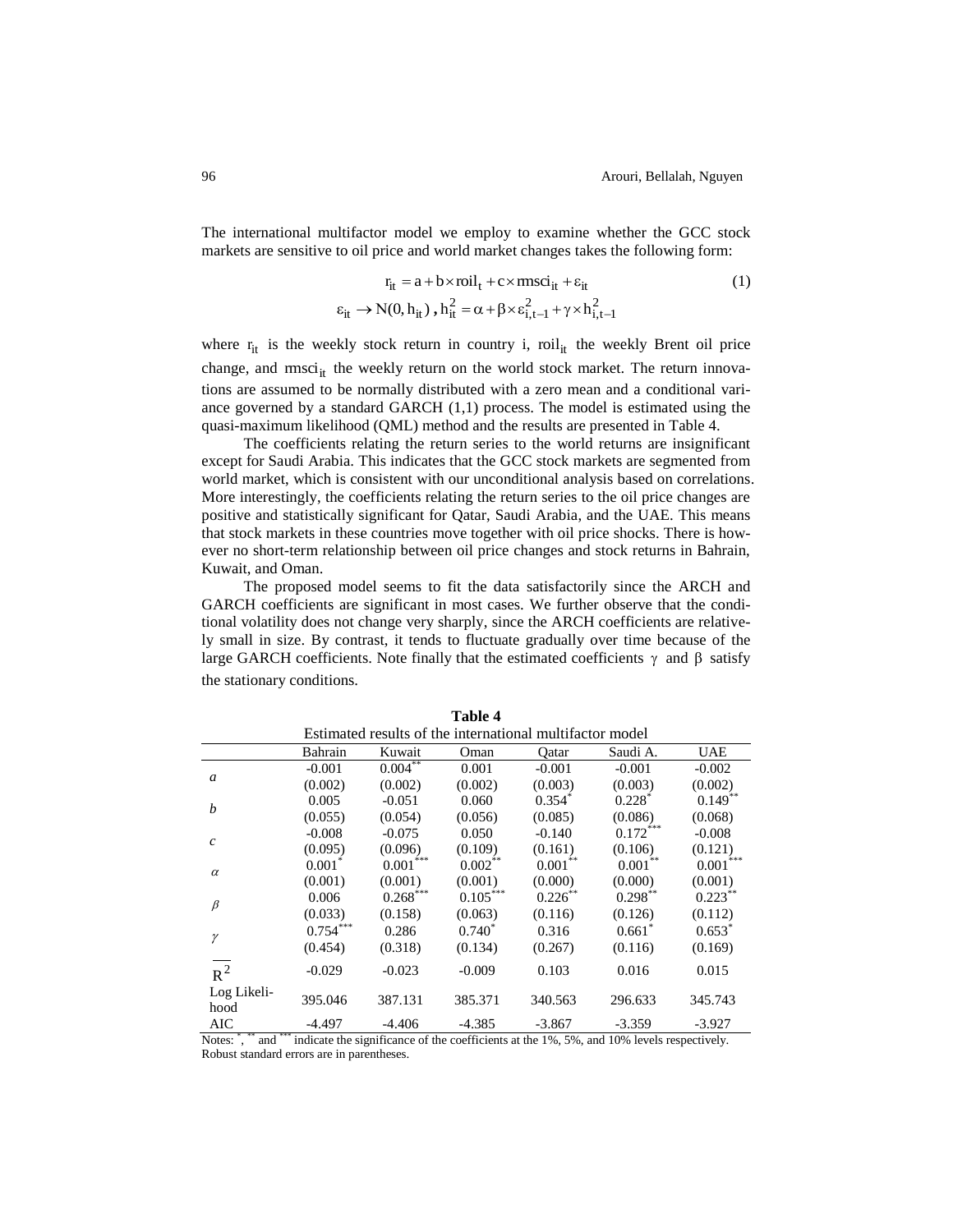The international multifactor model we employ to examine whether the GCC stock markets are sensitive to oil price and world market changes takes the following form:

$$r_{it} = a + b \times roil_t + c \times rmsci_{it} + \varepsilon_{it} \tag{1}$$

$$\varepsilon_{it} \rightarrow N(0, h_{it}) \text{ , } h_{it}^2 = \alpha + \beta \times \varepsilon_{i,t-1}^2 + \gamma \times h_{i,t-1}^2$$

where $r_{it}$ is the weekly stock return in country i, $roil_{it}$ the weekly Brent oil price change, and $rmsci_{it}$ the weekly return on the world stock market. The return innovations are assumed to be normally distributed with a zero mean and a conditional variance governed by a standard GARCH (1,1) process. The model is estimated using the quasi-maximum likelihood (QML) method and the results are presented in Table 4.

The coefficients relating the return series to the world returns are insignificant except for Saudi Arabia. This indicates that the GCC stock markets are segmented from world market, which is consistent with our unconditional analysis based on correlations. More interestingly, the coefficients relating the return series to the oil price changes are positive and statistically significant for Qatar, Saudi Arabia, and the UAE. This means that stock markets in these countries move together with oil price shocks. There is however no short-term relationship between oil price changes and stock returns in Bahrain, Kuwait, and Oman.

The proposed model seems to fit the data satisfactorily since the ARCH and GARCH coefficients are significant in most cases. We further observe that the conditional volatility does not change very sharply, since the ARCH coefficients are relatively small in size. By contrast, it tends to fluctuate gradually over time because of the large GARCH coefficients. Note finally that the estimated coefficients $\gamma$ and $\beta$ satisfy the stationary conditions.

**Table 4**

Estimated results of the international multifactor model

| | Bahrain | Kuwait | Oman | Qatar | Saudi A. | UAE |
|---|---|---|---|---|---|---|
| *a* | -0.001 | 0.004** | 0.001 | -0.001 | -0.001 | -0.002 |
| | (0.002) | (0.002) | (0.002) | (0.003) | (0.003) | (0.002) |
| *b* | 0.005 | -0.051 | 0.060 | 0.354* | 0.228* | 0.149** |
| | (0.055) | (0.054) | (0.056) | (0.085) | (0.086) | (0.068) |
| *c* | -0.008 | -0.075 | 0.050 | -0.140 | 0.172*** | -0.008 |
| | (0.095) | (0.096) | (0.109) | (0.161) | (0.106) | (0.121) |
| $\alpha$ | 0.001* | 0.001*** | 0.002** | 0.001** | 0.001** | 0.001*** |
| | (0.001) | (0.001) | (0.001) | (0.000) | (0.000) | (0.001) |
| $\beta$ | 0.006 | 0.268*** | 0.105*** | 0.226** | 0.298** | 0.223** |
| | (0.033) | (0.158) | (0.063) | (0.116) | (0.126) | (0.112) |
| $\gamma$ | 0.754*** | 0.286 | 0.740* | 0.316 | 0.661* | 0.653* |
| | (0.454) | (0.318) | (0.134) | (0.267) | (0.116) | (0.169) |
| $\overline{R^2}$ | -0.029 | -0.023 | -0.009 | 0.103 | 0.016 | 0.015 |
| Log Likelihood | 395.046 | 387.131 | 385.371 | 340.563 | 296.633 | 345.743 |
| AIC | -4.497 | -4.406 | -4.385 | -3.867 | -3.359 | -3.927 |

Notes: *, ** and *** indicate the significance of the coefficients at the 1%, 5%, and 10% levels respectively. Robust standard errors are in parentheses.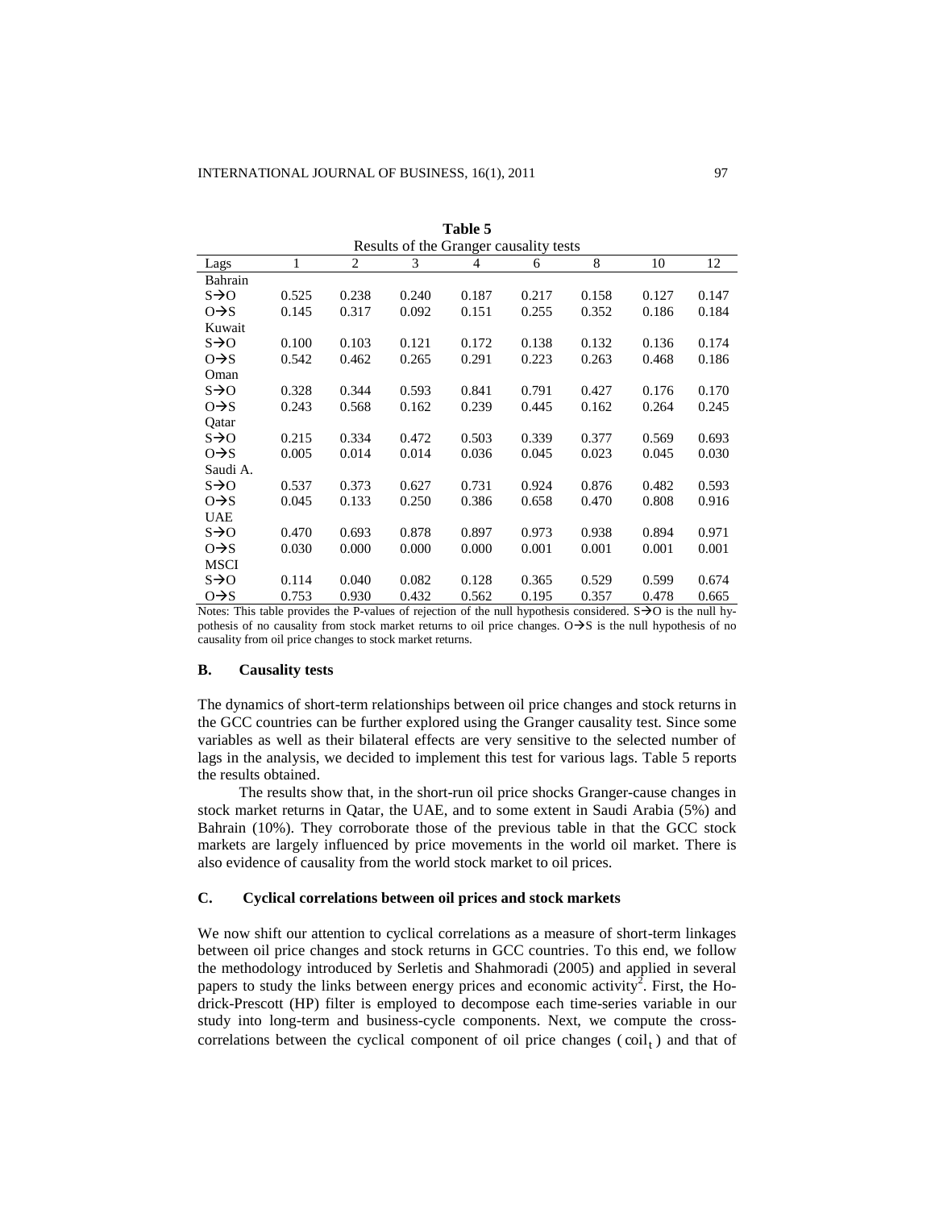**Table 5**

Results of the Granger causality tests

| Lags | 1 | 2 | 3 | 4 | 6 | 8 | 10 | 12 |
|---|---|---|---|---|---|---|---|---|
| Bahrain | | | | | | | | |
| S→O | 0.525 | 0.238 | 0.240 | 0.187 | 0.217 | 0.158 | 0.127 | 0.147 |
| O→S | 0.145 | 0.317 | 0.092 | 0.151 | 0.255 | 0.352 | 0.186 | 0.184 |
| Kuwait | | | | | | | | |
| S→O | 0.100 | 0.103 | 0.121 | 0.172 | 0.138 | 0.132 | 0.136 | 0.174 |
| O→S | 0.542 | 0.462 | 0.265 | 0.291 | 0.223 | 0.263 | 0.468 | 0.186 |
| Oman | | | | | | | | |
| S→O | 0.328 | 0.344 | 0.593 | 0.841 | 0.791 | 0.427 | 0.176 | 0.170 |
| O→S | 0.243 | 0.568 | 0.162 | 0.239 | 0.445 | 0.162 | 0.264 | 0.245 |
| Qatar | | | | | | | | |
| S→O | 0.215 | 0.334 | 0.472 | 0.503 | 0.339 | 0.377 | 0.569 | 0.693 |
| O→S | 0.005 | 0.014 | 0.014 | 0.036 | 0.045 | 0.023 | 0.045 | 0.030 |
| Saudi A. | | | | | | | | |
| S→O | 0.537 | 0.373 | 0.627 | 0.731 | 0.924 | 0.876 | 0.482 | 0.593 |
| O→S | 0.045 | 0.133 | 0.250 | 0.386 | 0.658 | 0.470 | 0.808 | 0.916 |
| UAE | | | | | | | | |
| S→O | 0.470 | 0.693 | 0.878 | 0.897 | 0.973 | 0.938 | 0.894 | 0.971 |
| O→S | 0.030 | 0.000 | 0.000 | 0.000 | 0.001 | 0.001 | 0.001 | 0.001 |
| MSCI | | | | | | | | |
| S→O | 0.114 | 0.040 | 0.082 | 0.128 | 0.365 | 0.529 | 0.599 | 0.674 |
| O→S | 0.753 | 0.930 | 0.432 | 0.562 | 0.195 | 0.357 | 0.478 | 0.665 |

Notes: This table provides the P-values of rejection of the null hypothesis considered. S→O is the null hypothesis of no causality from stock market returns to oil price changes. O→S is the null hypothesis of no causality from oil price changes to stock market returns.

### B. Causality tests

The dynamics of short-term relationships between oil price changes and stock returns in the GCC countries can be further explored using the Granger causality test. Since some variables as well as their bilateral effects are very sensitive to the selected number of lags in the analysis, we decided to implement this test for various lags. Table 5 reports the results obtained.

The results show that, in the short-run oil price shocks Granger-cause changes in stock market returns in Qatar, the UAE, and to some extent in Saudi Arabia (5%) and Bahrain (10%). They corroborate those of the previous table in that the GCC stock markets are largely influenced by price movements in the world oil market. There is also evidence of causality from the world stock market to oil prices.

### C. Cyclical correlations between oil prices and stock markets

We now shift our attention to cyclical correlations as a measure of short-term linkages between oil price changes and stock returns in GCC countries. To this end, we follow the methodology introduced by Serletis and Shahmoradi (2005) and applied in several papers to study the links between energy prices and economic activity[2]. First, the Hodrick-Prescott (HP) filter is employed to decompose each time-series variable in our study into long-term and business-cycle components. Next, we compute the cross-correlations between the cyclical component of oil price changes ($\text{coil}_t$) and that of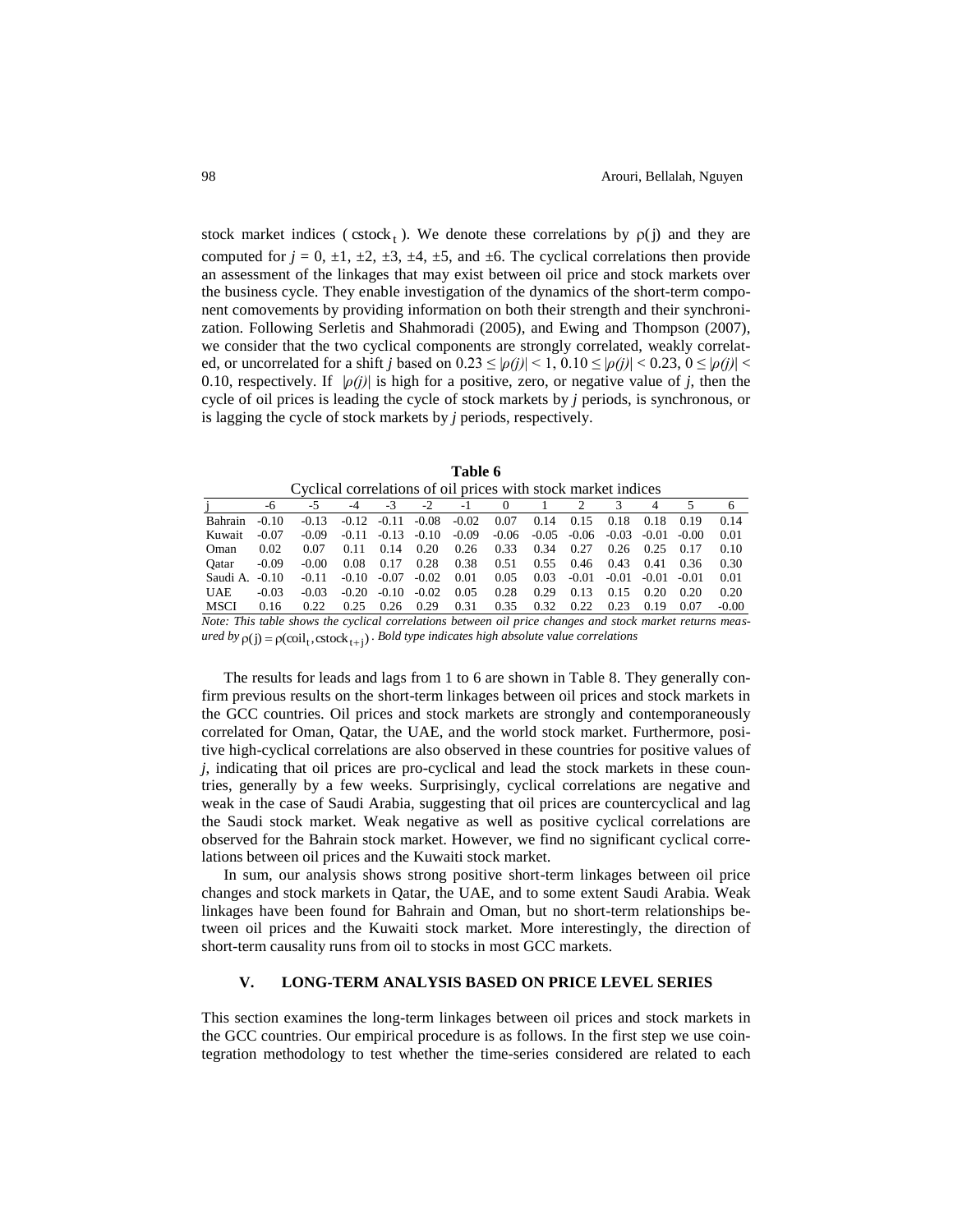stock market indices ( $\text{cstock}_t$ ). We denote these correlations by $\rho(j)$ and they are computed for $j$ = 0, ±1, ±2, ±3, ±4, ±5, and ±6. The cyclical correlations then provide an assessment of the linkages that may exist between oil price and stock markets over the business cycle. They enable investigation of the dynamics of the short-term component comovements by providing information on both their strength and their synchronization. Following Serletis and Shahmoradi (2005), and Ewing and Thompson (2007), we consider that the two cyclical components are strongly correlated, weakly correlated, or uncorrelated for a shift $j$ based on $0.23 \leq |\rho(j)| < 1$, $0.10 \leq |\rho(j)| < 0.23$, $0 \leq |\rho(j)| < 0.10$, respectively. If $|\rho(j)|$ is high for a positive, zero, or negative value of $j$, then the cycle of oil prices is leading the cycle of stock markets by $j$ periods, is synchronous, or is lagging the cycle of stock markets by $j$ periods, respectively.

**Table 6**

Cyclical correlations of oil prices with stock market indices

| j | -6 | -5 | -4 | -3 | -2 | -1 | 0 | 1 | 2 | 3 | 4 | 5 | 6 |
|---|---|---|---|---|---|---|---|---|---|---|---|---|---|
| Bahrain | -0.10 | -0.13 | -0.12 | -0.11 | -0.08 | -0.02 | 0.07 | 0.14 | 0.15 | 0.18 | 0.18 | 0.19 | 0.14 |
| Kuwait | -0.07 | -0.09 | -0.11 | -0.13 | -0.10 | -0.09 | -0.06 | -0.05 | -0.06 | -0.03 | -0.01 | -0.00 | 0.01 |
| Oman | 0.02 | 0.07 | 0.11 | 0.14 | 0.20 | 0.26 | 0.33 | 0.34 | 0.27 | 0.26 | 0.25 | 0.17 | 0.10 |
| Qatar | -0.09 | -0.00 | 0.08 | 0.17 | 0.28 | 0.38 | 0.51 | 0.55 | 0.46 | 0.43 | 0.41 | 0.36 | 0.30 |
| Saudi A. | -0.10 | -0.11 | -0.10 | -0.07 | -0.02 | 0.01 | 0.05 | 0.03 | -0.01 | -0.01 | -0.01 | -0.01 | 0.01 |
| UAE | -0.03 | -0.03 | -0.20 | -0.10 | -0.02 | 0.05 | 0.28 | 0.29 | 0.13 | 0.15 | 0.20 | 0.20 | 0.20 |
| MSCI | 0.16 | 0.22 | 0.25 | 0.26 | 0.29 | 0.31 | 0.35 | 0.32 | 0.22 | 0.23 | 0.19 | 0.07 | -0.00 |

*Note: This table shows the cyclical correlations between oil price changes and stock market returns measured by* $\rho(j) = \rho(\text{coil}_t, \text{cstock}_{t+j})$. *Bold type indicates high absolute value correlations*

The results for leads and lags from 1 to 6 are shown in Table 8. They generally confirm previous results on the short-term linkages between oil prices and stock markets in the GCC countries. Oil prices and stock markets are strongly and contemporaneously correlated for Oman, Qatar, the UAE, and the world stock market. Furthermore, positive high-cyclical correlations are also observed in these countries for positive values of $j$, indicating that oil prices are pro-cyclical and lead the stock markets in these countries, generally by a few weeks. Surprisingly, cyclical correlations are negative and weak in the case of Saudi Arabia, suggesting that oil prices are countercyclical and lag the Saudi stock market. Weak negative as well as positive cyclical correlations are observed for the Bahrain stock market. However, we find no significant cyclical correlations between oil prices and the Kuwaiti stock market.

In sum, our analysis shows strong positive short-term linkages between oil price changes and stock markets in Qatar, the UAE, and to some extent Saudi Arabia. Weak linkages have been found for Bahrain and Oman, but no short-term relationships between oil prices and the Kuwaiti stock market. More interestingly, the direction of short-term causality runs from oil to stocks in most GCC markets.

## V. LONG-TERM ANALYSIS BASED ON PRICE LEVEL SERIES

This section examines the long-term linkages between oil prices and stock markets in the GCC countries. Our empirical procedure is as follows. In the first step we use cointegration methodology to test whether the time-series considered are related to each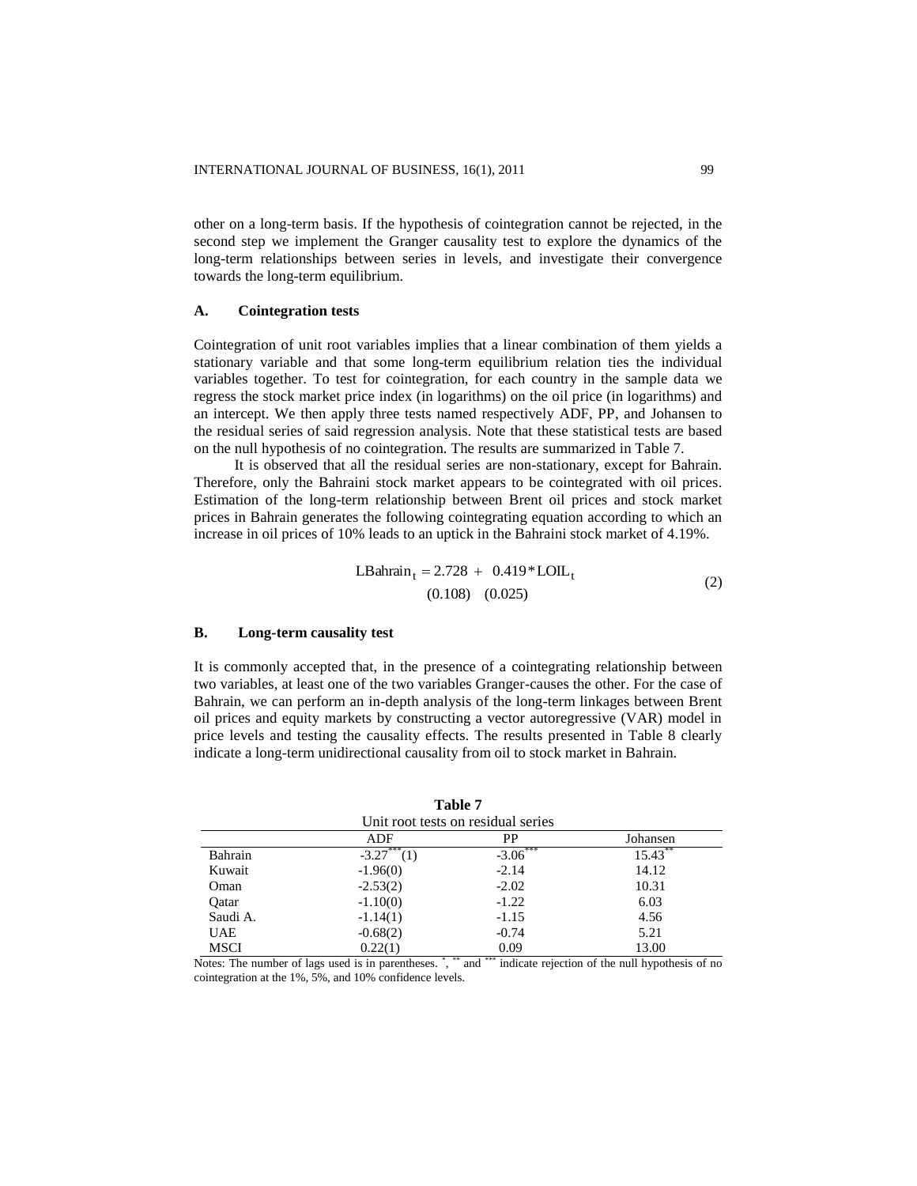other on a long-term basis. If the hypothesis of cointegration cannot be rejected, in the second step we implement the Granger causality test to explore the dynamics of the long-term relationships between series in levels, and investigate their convergence towards the long-term equilibrium.

### A. Cointegration tests

Cointegration of unit root variables implies that a linear combination of them yields a stationary variable and that some long-term equilibrium relation ties the individual variables together. To test for cointegration, for each country in the sample data we regress the stock market price index (in logarithms) on the oil price (in logarithms) and an intercept. We then apply three tests named respectively ADF, PP, and Johansen to the residual series of said regression analysis. Note that these statistical tests are based on the null hypothesis of no cointegration. The results are summarized in Table 7.

It is observed that all the residual series are non-stationary, except for Bahrain. Therefore, only the Bahraini stock market appears to be cointegrated with oil prices. Estimation of the long-term relationship between Brent oil prices and stock market prices in Bahrain generates the following cointegrating equation according to which an increase in oil prices of 10% leads to an uptick in the Bahraini stock market of 4.19%.

$$\underset{}{\text{LBahrain}_t} = \underset{(0.108)}{2.728} + \underset{(0.025)}{0.419} * \text{LOIL}_t \tag{2}$$

### B. Long-term causality test

It is commonly accepted that, in the presence of a cointegrating relationship between two variables, at least one of the two variables Granger-causes the other. For the case of Bahrain, we can perform an in-depth analysis of the long-term linkages between Brent oil prices and equity markets by constructing a vector autoregressive (VAR) model in price levels and testing the causality effects. The results presented in Table 8 clearly indicate a long-term unidirectional causality from oil to stock market in Bahrain.

**Table 7**

Unit root tests on residual series

| | ADF | PP | Johansen |
|---|---|---|---|
| Bahrain | -3.27*** (1) | -3.06*** | 15.43** |
| Kuwait | -1.96(0) | -2.14 | 14.12 |
| Oman | -2.53(2) | -2.02 | 10.31 |
| Qatar | -1.10(0) | -1.22 | 6.03 |
| Saudi A. | -1.14(1) | -1.15 | 4.56 |
| UAE | -0.68(2) | -0.74 | 5.21 |
| MSCI | 0.22(1) | 0.09 | 13.00 |

Notes: The number of lags used is in parentheses. *, ** and *** indicate rejection of the null hypothesis of no cointegration at the 1%, 5%, and 10% confidence levels.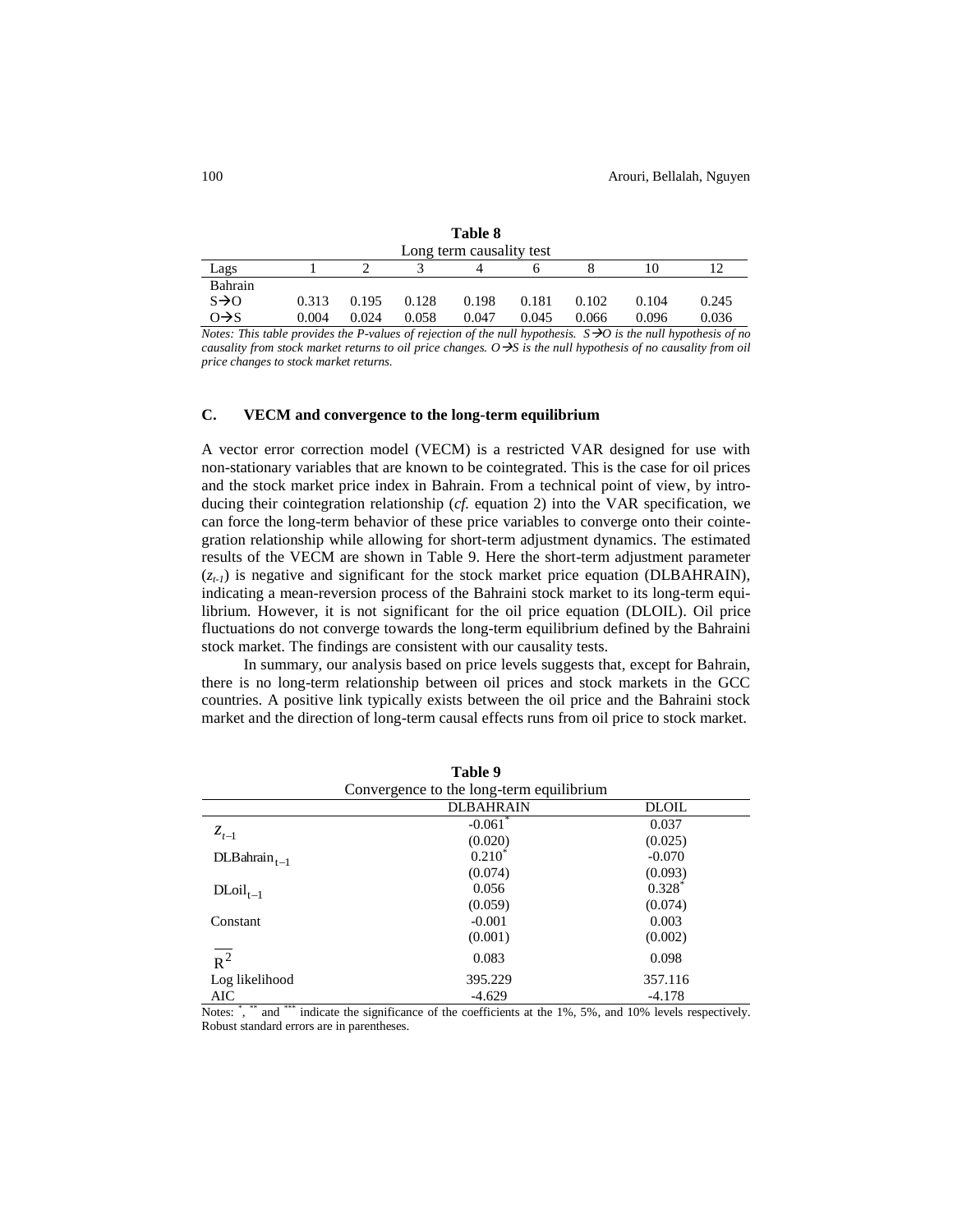**Table 8**

Long term causality test

| Lags | 1 | 2 | 3 | 4 | 6 | 8 | 10 | 12 |
|---|---|---|---|---|---|---|---|---|
| Bahrain | | | | | | | | |
| S→O | 0.313 | 0.195 | 0.128 | 0.198 | 0.181 | 0.102 | 0.104 | 0.245 |
| O→S | 0.004 | 0.024 | 0.058 | 0.047 | 0.045 | 0.066 | 0.096 | 0.036 |

*Notes: This table provides the P-values of rejection of the null hypothesis. S→O is the null hypothesis of no causality from stock market returns to oil price changes. O→S is the null hypothesis of no causality from oil price changes to stock market returns.*

### C. VECM and convergence to the long-term equilibrium

A vector error correction model (VECM) is a restricted VAR designed for use with non-stationary variables that are known to be cointegrated. This is the case for oil prices and the stock market price index in Bahrain. From a technical point of view, by introducing their cointegration relationship (*cf.* equation 2) into the VAR specification, we can force the long-term behavior of these price variables to converge onto their cointegration relationship while allowing for short-term adjustment dynamics. The estimated results of the VECM are shown in Table 9. Here the short-term adjustment parameter ($z_{t-1}$) is negative and significant for the stock market price equation (DLBAHRAIN), indicating a mean-reversion process of the Bahraini stock market to its long-term equilibrium. However, it is not significant for the oil price equation (DLOIL). Oil price fluctuations do not converge towards the long-term equilibrium defined by the Bahraini stock market. The findings are consistent with our causality tests.

In summary, our analysis based on price levels suggests that, except for Bahrain, there is no long-term relationship between oil prices and stock markets in the GCC countries. A positive link typically exists between the oil price and the Bahraini stock market and the direction of long-term causal effects runs from oil price to stock market.

**Table 9**

Convergence to the long-term equilibrium

| | DLBAHRAIN | DLOIL |
|---|---|---|
| $z_{t-1}$ | -0.061* | 0.037 |
| | (0.020) | (0.025) |
| $\text{DLBahrain}_{t-1}$ | 0.210* | -0.070 |
| | (0.074) | (0.093) |
| $\text{DLoil}_{t-1}$ | 0.056 | 0.328* |
| | (0.059) | (0.074) |
| Constant | -0.001 | 0.003 |
| | (0.001) | (0.002) |
| $\overline{R^2}$ | 0.083 | 0.098 |
| Log likelihood | 395.229 | 357.116 |
| AIC | -4.629 | -4.178 |

Notes: *, ** and *** indicate the significance of the coefficients at the 1%, 5%, and 10% levels respectively. Robust standard errors are in parentheses.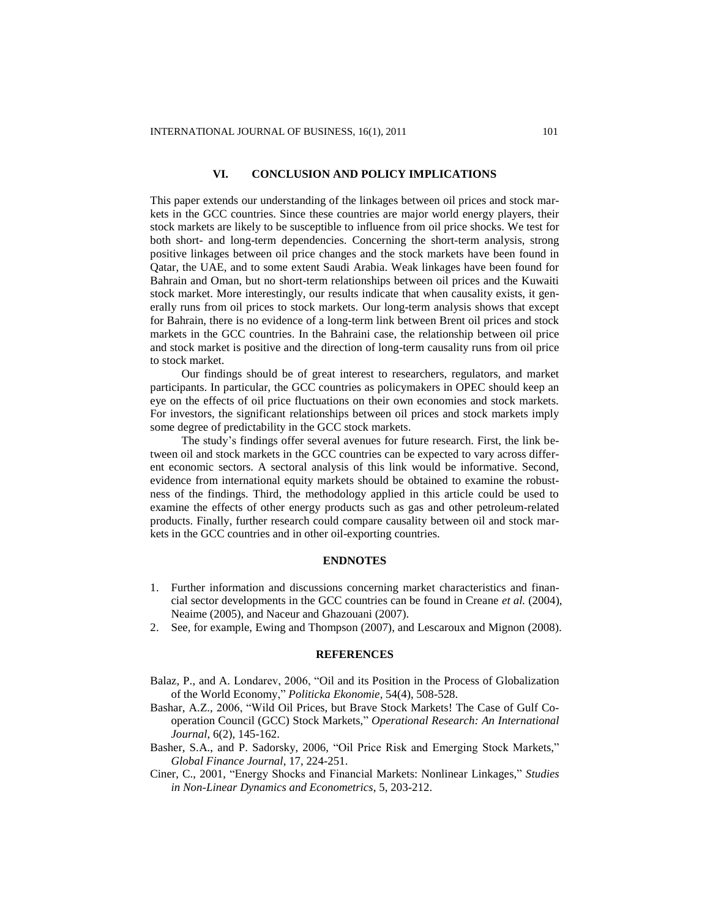## VI. CONCLUSION AND POLICY IMPLICATIONS

This paper extends our understanding of the linkages between oil prices and stock markets in the GCC countries. Since these countries are major world energy players, their stock markets are likely to be susceptible to influence from oil price shocks. We test for both short- and long-term dependencies. Concerning the short-term analysis, strong positive linkages between oil price changes and the stock markets have been found in Qatar, the UAE, and to some extent Saudi Arabia. Weak linkages have been found for Bahrain and Oman, but no short-term relationships between oil prices and the Kuwaiti stock market. More interestingly, our results indicate that when causality exists, it generally runs from oil prices to stock markets. Our long-term analysis shows that except for Bahrain, there is no evidence of a long-term link between Brent oil prices and stock markets in the GCC countries. In the Bahraini case, the relationship between oil price and stock market is positive and the direction of long-term causality runs from oil price to stock market.

Our findings should be of great interest to researchers, regulators, and market participants. In particular, the GCC countries as policymakers in OPEC should keep an eye on the effects of oil price fluctuations on their own economies and stock markets. For investors, the significant relationships between oil prices and stock markets imply some degree of predictability in the GCC stock markets.

The study's findings offer several avenues for future research. First, the link between oil and stock markets in the GCC countries can be expected to vary across different economic sectors. A sectoral analysis of this link would be informative. Second, evidence from international equity markets should be obtained to examine the robustness of the findings. Third, the methodology applied in this article could be used to examine the effects of other energy products such as gas and other petroleum-related products. Finally, further research could compare causality between oil and stock markets in the GCC countries and in other oil-exporting countries.

## ENDNOTES

1. Further information and discussions concerning market characteristics and financial sector developments in the GCC countries can be found in Creane *et al.* (2004), Neaime (2005), and Naceur and Ghazouani (2007).
2. See, for example, Ewing and Thompson (2007), and Lescaroux and Mignon (2008).

## REFERENCES

Balaz, P., and A. Londarev, 2006, "Oil and its Position in the Process of Globalization of the World Economy," *Politicka Ekonomie*, 54(4), 508-528.

Bashar, A.Z., 2006, "Wild Oil Prices, but Brave Stock Markets! The Case of Gulf Cooperation Council (GCC) Stock Markets," *Operational Research: An International Journal*, 6(2), 145-162.

Basher, S.A., and P. Sadorsky, 2006, "Oil Price Risk and Emerging Stock Markets," *Global Finance Journal*, 17, 224-251.

Ciner, C., 2001, "Energy Shocks and Financial Markets: Nonlinear Linkages," *Studies in Non-Linear Dynamics and Econometrics*, 5, 203-212.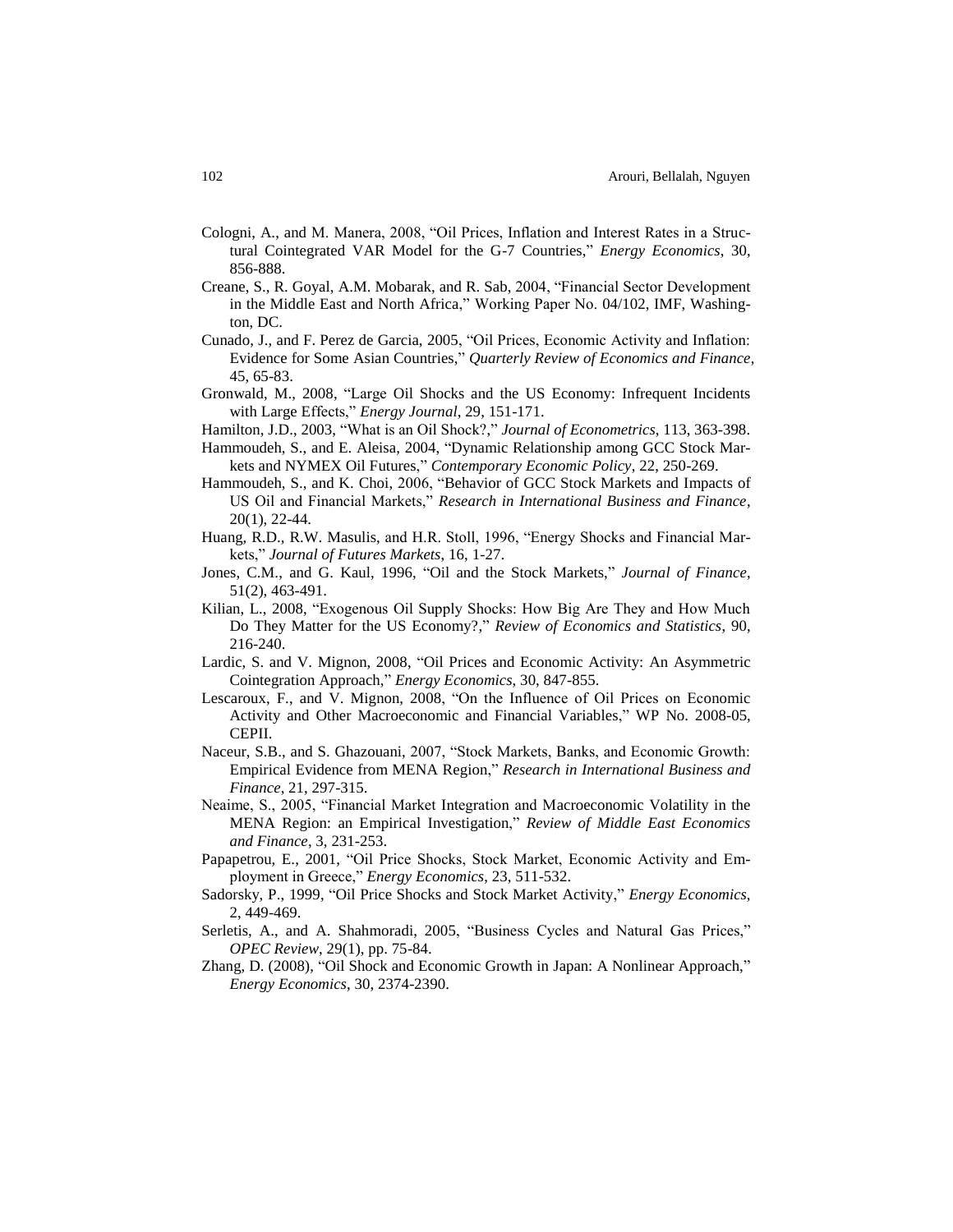Cologni, A., and M. Manera, 2008, "Oil Prices, Inflation and Interest Rates in a Structural Cointegrated VAR Model for the G-7 Countries," *Energy Economics*, 30, 856-888.

Creane, S., R. Goyal, A.M. Mobarak, and R. Sab, 2004, "Financial Sector Development in the Middle East and North Africa," Working Paper No. 04/102, IMF, Washington, DC.

Cunado, J., and F. Perez de Garcia, 2005, "Oil Prices, Economic Activity and Inflation: Evidence for Some Asian Countries," *Quarterly Review of Economics and Finance*, 45, 65-83.

Gronwald, M., 2008, "Large Oil Shocks and the US Economy: Infrequent Incidents with Large Effects," *Energy Journal*, 29, 151-171.

Hamilton, J.D., 2003, "What is an Oil Shock?," *Journal of Econometrics*, 113, 363-398.

Hammoudeh, S., and E. Aleisa, 2004, "Dynamic Relationship among GCC Stock Markets and NYMEX Oil Futures," *Contemporary Economic Policy*, 22, 250-269.

Hammoudeh, S., and K. Choi, 2006, "Behavior of GCC Stock Markets and Impacts of US Oil and Financial Markets," *Research in International Business and Finance*, 20(1), 22-44.

Huang, R.D., R.W. Masulis, and H.R. Stoll, 1996, "Energy Shocks and Financial Markets," *Journal of Futures Markets*, 16, 1-27.

Jones, C.M., and G. Kaul, 1996, "Oil and the Stock Markets," *Journal of Finance*, 51(2), 463-491.

Kilian, L., 2008, "Exogenous Oil Supply Shocks: How Big Are They and How Much Do They Matter for the US Economy?," *Review of Economics and Statistics*, 90, 216-240.

Lardic, S. and V. Mignon, 2008, "Oil Prices and Economic Activity: An Asymmetric Cointegration Approach," *Energy Economics*, 30, 847-855.

Lescaroux, F., and V. Mignon, 2008, "On the Influence of Oil Prices on Economic Activity and Other Macroeconomic and Financial Variables," WP No. 2008-05, CEPII.

Naceur, S.B., and S. Ghazouani, 2007, "Stock Markets, Banks, and Economic Growth: Empirical Evidence from MENA Region," *Research in International Business and Finance*, 21, 297-315.

Neaime, S., 2005, "Financial Market Integration and Macroeconomic Volatility in the MENA Region: an Empirical Investigation," *Review of Middle East Economics and Finance*, 3, 231-253.

Papapetrou, E., 2001, "Oil Price Shocks, Stock Market, Economic Activity and Employment in Greece," *Energy Economics*, 23, 511-532.

Sadorsky, P., 1999, "Oil Price Shocks and Stock Market Activity," *Energy Economics*, 2, 449-469.

Serletis, A., and A. Shahmoradi, 2005, "Business Cycles and Natural Gas Prices," *OPEC Review*, 29(1), pp. 75-84.

Zhang, D. (2008), "Oil Shock and Economic Growth in Japan: A Nonlinear Approach," *Energy Economics*, 30, 2374-2390.